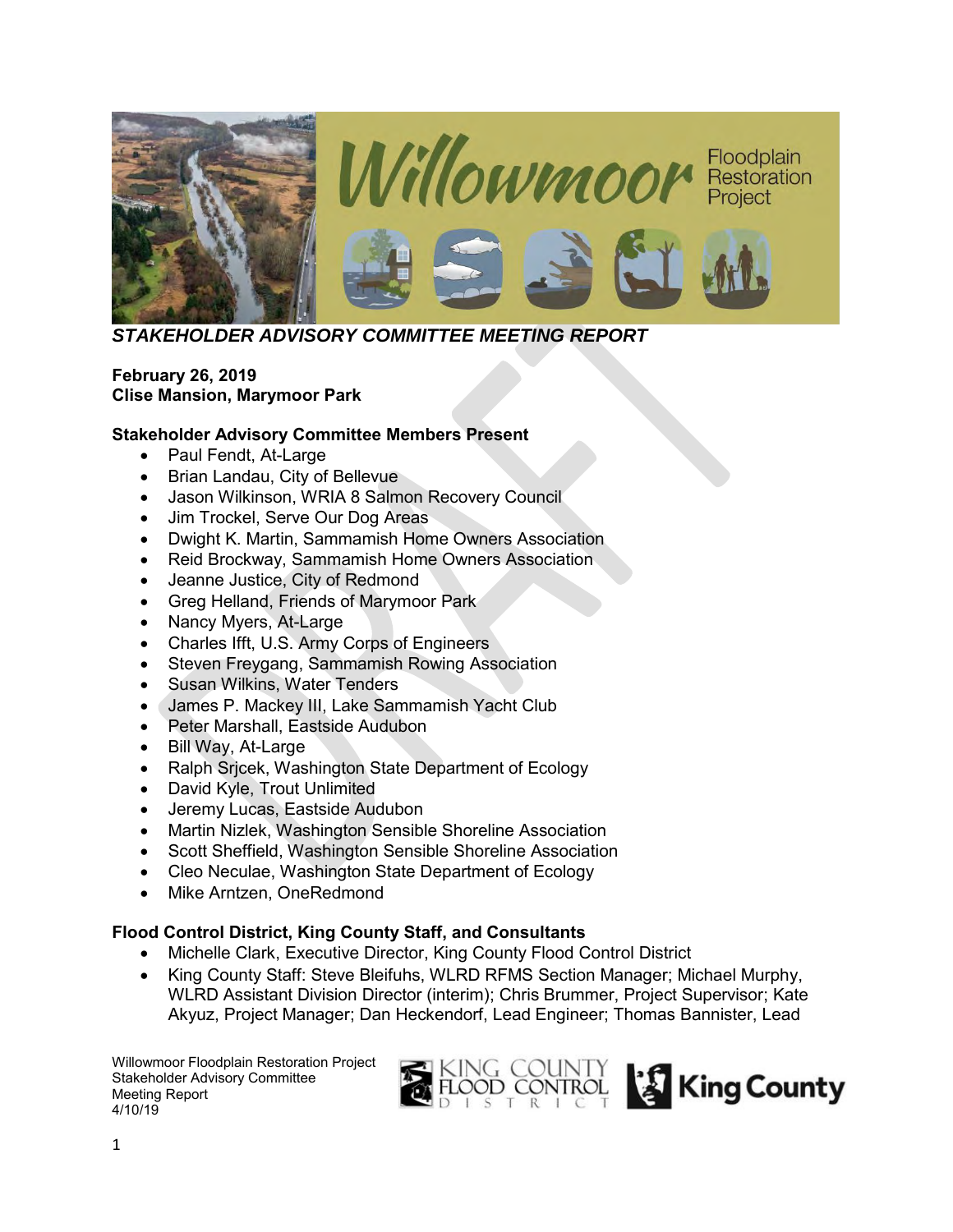# Willowmoor Floodplain Restoration Project

## *STAKEHOLDER ADVISORY COMMITTEE MEETING REPORT*

**February 26, 2019**
**Clise Mansion, Marymoor Park**

**Stakeholder Advisory Committee Members Present**

- Paul Fendt, At-Large
- Brian Landau, City of Bellevue
- Jason Wilkinson, WRIA 8 Salmon Recovery Council
- Jim Trockel, Serve Our Dog Areas
- Dwight K. Martin, Sammamish Home Owners Association
- Reid Brockway, Sammamish Home Owners Association
- Jeanne Justice, City of Redmond
- Greg Helland, Friends of Marymoor Park
- Nancy Myers, At-Large
- Charles Ifft, U.S. Army Corps of Engineers
- Steven Freygang, Sammamish Rowing Association
- Susan Wilkins, Water Tenders
- James P. Mackey III, Lake Sammamish Yacht Club
- Peter Marshall, Eastside Audubon
- Bill Way, At-Large
- Ralph Srjcek, Washington State Department of Ecology
- David Kyle, Trout Unlimited
- Jeremy Lucas, Eastside Audubon
- Martin Nizlek, Washington Sensible Shoreline Association
- Scott Sheffield, Washington Sensible Shoreline Association
- Cleo Neculae, Washington State Department of Ecology
- Mike Arntzen, OneRedmond

**Flood Control District, King County Staff, and Consultants**

- Michelle Clark, Executive Director, King County Flood Control District
- King County Staff: Steve Bleifuhs, WLRD RFMS Section Manager; Michael Murphy, WLRD Assistant Division Director (interim); Chris Brummer, Project Supervisor; Kate Akyuz, Project Manager; Dan Heckendorf, Lead Engineer; Thomas Bannister, Lead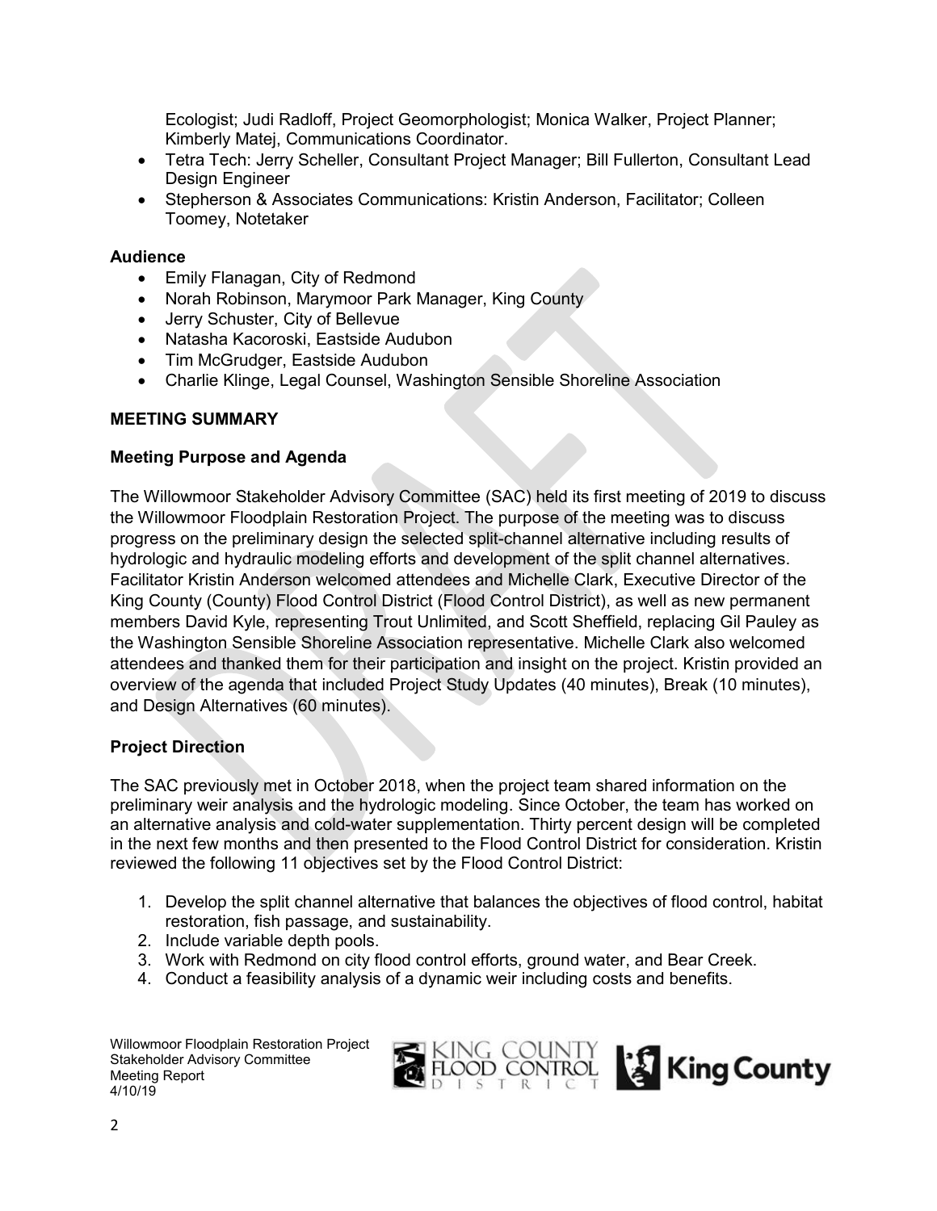Ecologist; Judi Radloff, Project Geomorphologist; Monica Walker, Project Planner; Kimberly Matej, Communications Coordinator.
- Tetra Tech: Jerry Scheller, Consultant Project Manager; Bill Fullerton, Consultant Lead Design Engineer
- Stepherson & Associates Communications: Kristin Anderson, Facilitator; Colleen Toomey, Notetaker

**Audience**

- Emily Flanagan, City of Redmond
- Norah Robinson, Marymoor Park Manager, King County
- Jerry Schuster, City of Bellevue
- Natasha Kacoroski, Eastside Audubon
- Tim McGrudger, Eastside Audubon
- Charlie Klinge, Legal Counsel, Washington Sensible Shoreline Association

**MEETING SUMMARY**

**Meeting Purpose and Agenda**

The Willowmoor Stakeholder Advisory Committee (SAC) held its first meeting of 2019 to discuss the Willowmoor Floodplain Restoration Project. The purpose of the meeting was to discuss progress on the preliminary design the selected split-channel alternative including results of hydrologic and hydraulic modeling efforts and development of the split channel alternatives. Facilitator Kristin Anderson welcomed attendees and Michelle Clark, Executive Director of the King County (County) Flood Control District (Flood Control District), as well as new permanent members David Kyle, representing Trout Unlimited, and Scott Sheffield, replacing Gil Pauley as the Washington Sensible Shoreline Association representative. Michelle Clark also welcomed attendees and thanked them for their participation and insight on the project. Kristin provided an overview of the agenda that included Project Study Updates (40 minutes), Break (10 minutes), and Design Alternatives (60 minutes).

**Project Direction**

The SAC previously met in October 2018, when the project team shared information on the preliminary weir analysis and the hydrologic modeling. Since October, the team has worked on an alternative analysis and cold-water supplementation. Thirty percent design will be completed in the next few months and then presented to the Flood Control District for consideration. Kristin reviewed the following 11 objectives set by the Flood Control District:

1. Develop the split channel alternative that balances the objectives of flood control, habitat restoration, fish passage, and sustainability.
2. Include variable depth pools.
3. Work with Redmond on city flood control efforts, ground water, and Bear Creek.
4. Conduct a feasibility analysis of a dynamic weir including costs and benefits.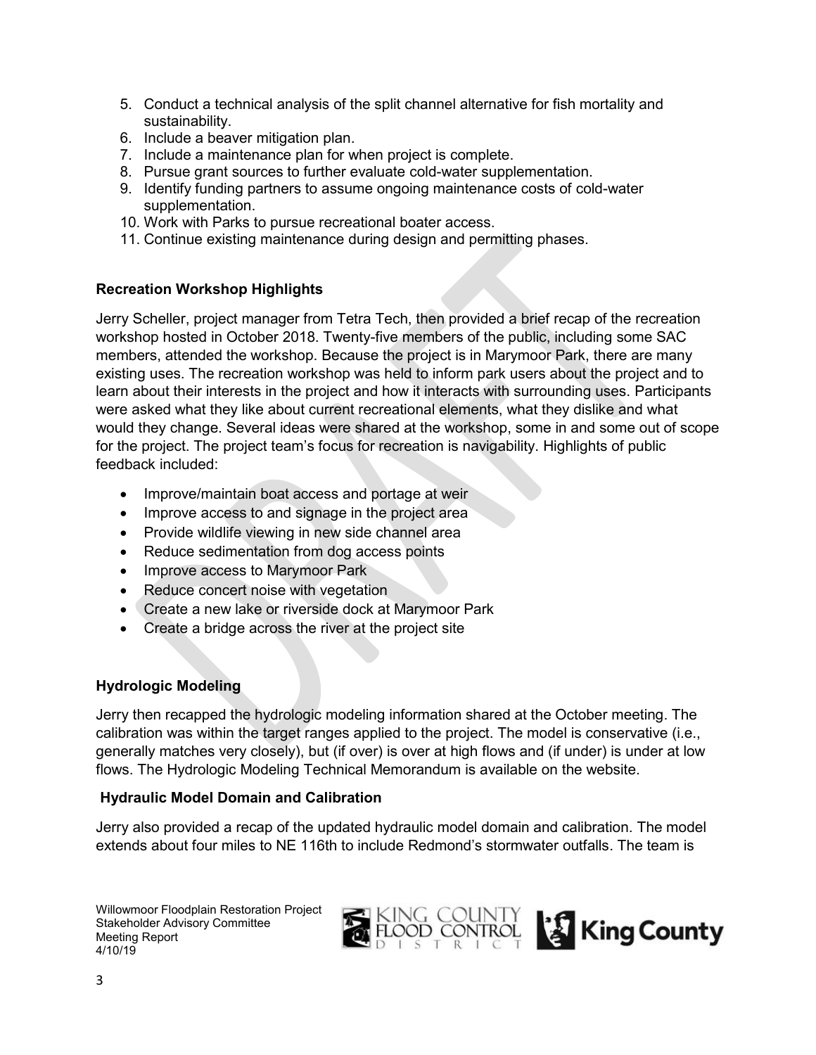5. Conduct a technical analysis of the split channel alternative for fish mortality and sustainability.
6. Include a beaver mitigation plan.
7. Include a maintenance plan for when project is complete.
8. Pursue grant sources to further evaluate cold-water supplementation.
9. Identify funding partners to assume ongoing maintenance costs of cold-water supplementation.
10. Work with Parks to pursue recreational boater access.
11. Continue existing maintenance during design and permitting phases.

**Recreation Workshop Highlights**

Jerry Scheller, project manager from Tetra Tech, then provided a brief recap of the recreation workshop hosted in October 2018. Twenty-five members of the public, including some SAC members, attended the workshop. Because the project is in Marymoor Park, there are many existing uses. The recreation workshop was held to inform park users about the project and to learn about their interests in the project and how it interacts with surrounding uses. Participants were asked what they like about current recreational elements, what they dislike and what would they change. Several ideas were shared at the workshop, some in and some out of scope for the project. The project team's focus for recreation is navigability. Highlights of public feedback included:

- Improve/maintain boat access and portage at weir
- Improve access to and signage in the project area
- Provide wildlife viewing in new side channel area
- Reduce sedimentation from dog access points
- Improve access to Marymoor Park
- Reduce concert noise with vegetation
- Create a new lake or riverside dock at Marymoor Park
- Create a bridge across the river at the project site

**Hydrologic Modeling**

Jerry then recapped the hydrologic modeling information shared at the October meeting. The calibration was within the target ranges applied to the project. The model is conservative (i.e., generally matches very closely), but (if over) is over at high flows and (if under) is under at low flows. The Hydrologic Modeling Technical Memorandum is available on the website.

**Hydraulic Model Domain and Calibration**

Jerry also provided a recap of the updated hydraulic model domain and calibration. The model extends about four miles to NE 116th to include Redmond's stormwater outfalls. The team is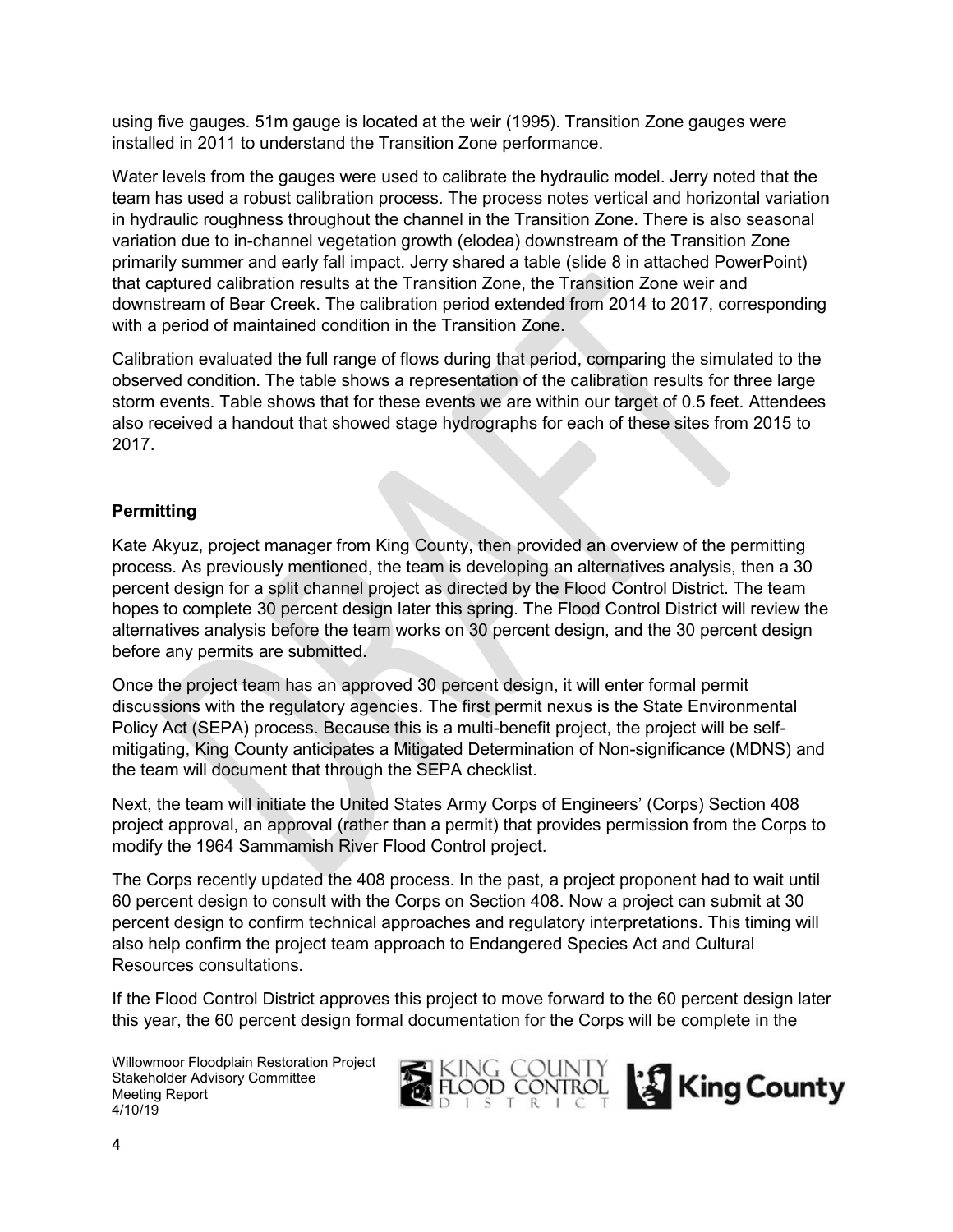using five gauges. 51m gauge is located at the weir (1995). Transition Zone gauges were installed in 2011 to understand the Transition Zone performance.

Water levels from the gauges were used to calibrate the hydraulic model. Jerry noted that the team has used a robust calibration process. The process notes vertical and horizontal variation in hydraulic roughness throughout the channel in the Transition Zone. There is also seasonal variation due to in-channel vegetation growth (elodea) downstream of the Transition Zone primarily summer and early fall impact. Jerry shared a table (slide 8 in attached PowerPoint) that captured calibration results at the Transition Zone, the Transition Zone weir and downstream of Bear Creek. The calibration period extended from 2014 to 2017, corresponding with a period of maintained condition in the Transition Zone.

Calibration evaluated the full range of flows during that period, comparing the simulated to the observed condition. The table shows a representation of the calibration results for three large storm events. Table shows that for these events we are within our target of 0.5 feet. Attendees also received a handout that showed stage hydrographs for each of these sites from 2015 to 2017.

### Permitting

Kate Akyuz, project manager from King County, then provided an overview of the permitting process. As previously mentioned, the team is developing an alternatives analysis, then a 30 percent design for a split channel project as directed by the Flood Control District. The team hopes to complete 30 percent design later this spring. The Flood Control District will review the alternatives analysis before the team works on 30 percent design, and the 30 percent design before any permits are submitted.

Once the project team has an approved 30 percent design, it will enter formal permit discussions with the regulatory agencies. The first permit nexus is the State Environmental Policy Act (SEPA) process. Because this is a multi-benefit project, the project will be self-mitigating, King County anticipates a Mitigated Determination of Non-significance (MDNS) and the team will document that through the SEPA checklist.

Next, the team will initiate the United States Army Corps of Engineers' (Corps) Section 408 project approval, an approval (rather than a permit) that provides permission from the Corps to modify the 1964 Sammamish River Flood Control project.

The Corps recently updated the 408 process. In the past, a project proponent had to wait until 60 percent design to consult with the Corps on Section 408. Now a project can submit at 30 percent design to confirm technical approaches and regulatory interpretations. This timing will also help confirm the project team approach to Endangered Species Act and Cultural Resources consultations.

If the Flood Control District approves this project to move forward to the 60 percent design later this year, the 60 percent design formal documentation for the Corps will be complete in the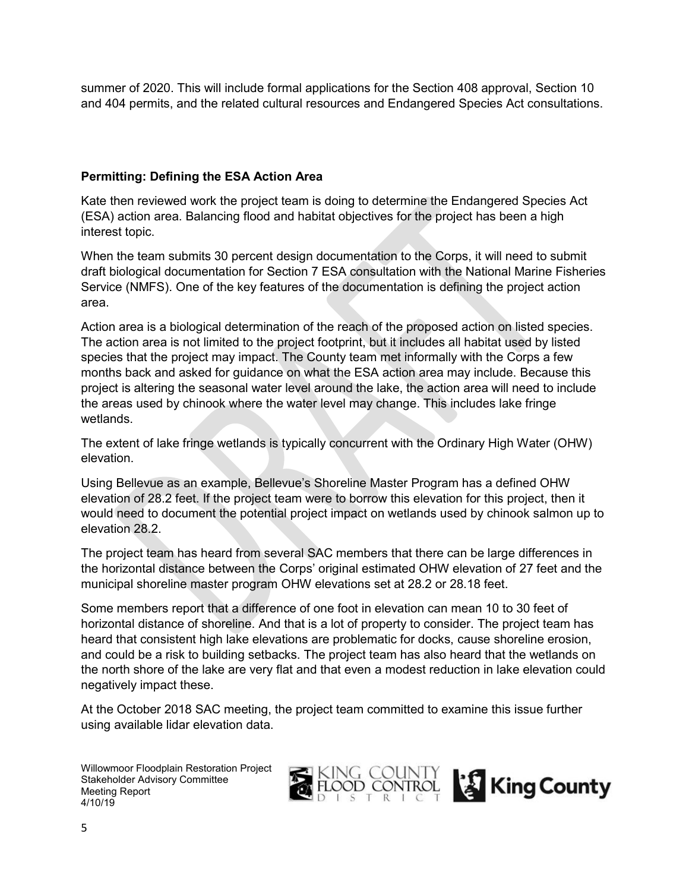summer of 2020. This will include formal applications for the Section 408 approval, Section 10 and 404 permits, and the related cultural resources and Endangered Species Act consultations.

**Permitting: Defining the ESA Action Area**

Kate then reviewed work the project team is doing to determine the Endangered Species Act (ESA) action area. Balancing flood and habitat objectives for the project has been a high interest topic.

When the team submits 30 percent design documentation to the Corps, it will need to submit draft biological documentation for Section 7 ESA consultation with the National Marine Fisheries Service (NMFS). One of the key features of the documentation is defining the project action area.

Action area is a biological determination of the reach of the proposed action on listed species. The action area is not limited to the project footprint, but it includes all habitat used by listed species that the project may impact. The County team met informally with the Corps a few months back and asked for guidance on what the ESA action area may include. Because this project is altering the seasonal water level around the lake, the action area will need to include the areas used by chinook where the water level may change. This includes lake fringe wetlands.

The extent of lake fringe wetlands is typically concurrent with the Ordinary High Water (OHW) elevation.

Using Bellevue as an example, Bellevue's Shoreline Master Program has a defined OHW elevation of 28.2 feet. If the project team were to borrow this elevation for this project, then it would need to document the potential project impact on wetlands used by chinook salmon up to elevation 28.2.

The project team has heard from several SAC members that there can be large differences in the horizontal distance between the Corps' original estimated OHW elevation of 27 feet and the municipal shoreline master program OHW elevations set at 28.2 or 28.18 feet.

Some members report that a difference of one foot in elevation can mean 10 to 30 feet of horizontal distance of shoreline. And that is a lot of property to consider. The project team has heard that consistent high lake elevations are problematic for docks, cause shoreline erosion, and could be a risk to building setbacks. The project team has also heard that the wetlands on the north shore of the lake are very flat and that even a modest reduction in lake elevation could negatively impact these.

At the October 2018 SAC meeting, the project team committed to examine this issue further using available lidar elevation data.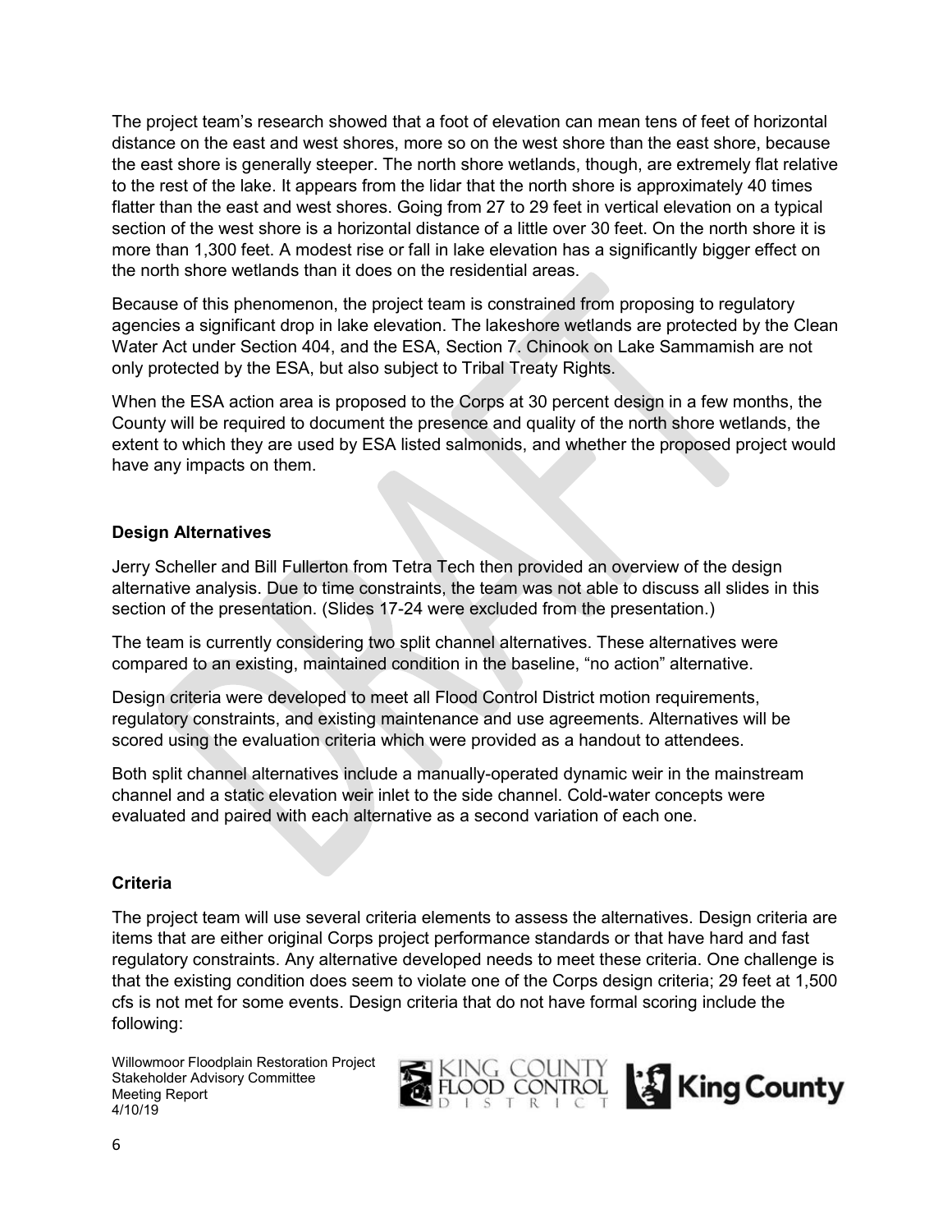The project team's research showed that a foot of elevation can mean tens of feet of horizontal distance on the east and west shores, more so on the west shore than the east shore, because the east shore is generally steeper. The north shore wetlands, though, are extremely flat relative to the rest of the lake. It appears from the lidar that the north shore is approximately 40 times flatter than the east and west shores. Going from 27 to 29 feet in vertical elevation on a typical section of the west shore is a horizontal distance of a little over 30 feet. On the north shore it is more than 1,300 feet. A modest rise or fall in lake elevation has a significantly bigger effect on the north shore wetlands than it does on the residential areas.

Because of this phenomenon, the project team is constrained from proposing to regulatory agencies a significant drop in lake elevation. The lakeshore wetlands are protected by the Clean Water Act under Section 404, and the ESA, Section 7. Chinook on Lake Sammamish are not only protected by the ESA, but also subject to Tribal Treaty Rights.

When the ESA action area is proposed to the Corps at 30 percent design in a few months, the County will be required to document the presence and quality of the north shore wetlands, the extent to which they are used by ESA listed salmonids, and whether the proposed project would have any impacts on them.

### Design Alternatives

Jerry Scheller and Bill Fullerton from Tetra Tech then provided an overview of the design alternative analysis. Due to time constraints, the team was not able to discuss all slides in this section of the presentation. (Slides 17-24 were excluded from the presentation.)

The team is currently considering two split channel alternatives. These alternatives were compared to an existing, maintained condition in the baseline, "no action" alternative.

Design criteria were developed to meet all Flood Control District motion requirements, regulatory constraints, and existing maintenance and use agreements. Alternatives will be scored using the evaluation criteria which were provided as a handout to attendees.

Both split channel alternatives include a manually-operated dynamic weir in the mainstream channel and a static elevation weir inlet to the side channel. Cold-water concepts were evaluated and paired with each alternative as a second variation of each one.

### Criteria

The project team will use several criteria elements to assess the alternatives. Design criteria are items that are either original Corps project performance standards or that have hard and fast regulatory constraints. Any alternative developed needs to meet these criteria. One challenge is that the existing condition does seem to violate one of the Corps design criteria; 29 feet at 1,500 cfs is not met for some events. Design criteria that do not have formal scoring include the following: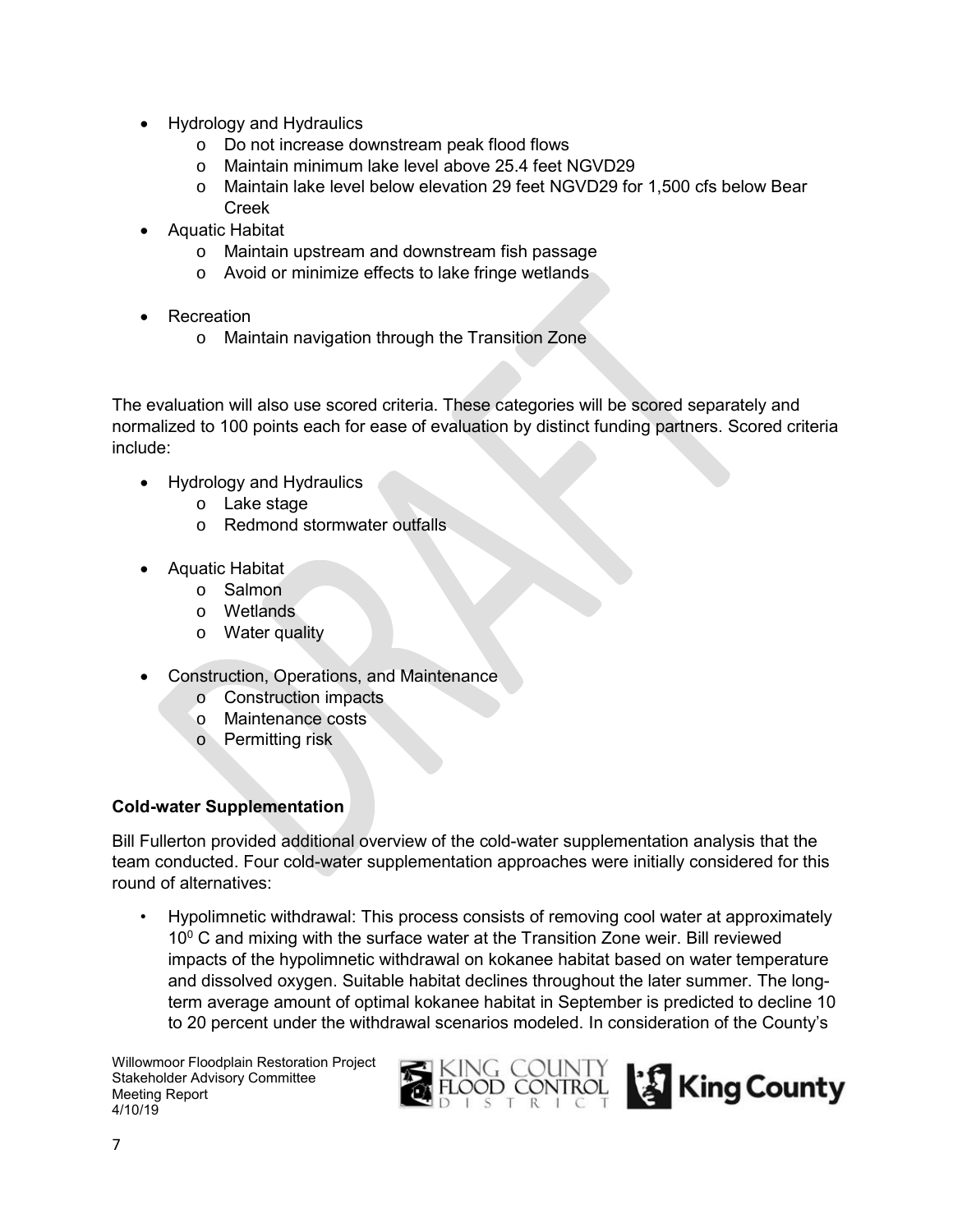- Hydrology and Hydraulics
  - Do not increase downstream peak flood flows
  - Maintain minimum lake level above 25.4 feet NGVD29
  - Maintain lake level below elevation 29 feet NGVD29 for 1,500 cfs below Bear Creek
- Aquatic Habitat
  - Maintain upstream and downstream fish passage
  - Avoid or minimize effects to lake fringe wetlands
- Recreation
  - Maintain navigation through the Transition Zone

The evaluation will also use scored criteria. These categories will be scored separately and normalized to 100 points each for ease of evaluation by distinct funding partners. Scored criteria include:

- Hydrology and Hydraulics
  - Lake stage
  - Redmond stormwater outfalls
- Aquatic Habitat
  - Salmon
  - Wetlands
  - Water quality
- Construction, Operations, and Maintenance
  - Construction impacts
  - Maintenance costs
  - Permitting risk

**Cold-water Supplementation**

Bill Fullerton provided additional overview of the cold-water supplementation analysis that the team conducted. Four cold-water supplementation approaches were initially considered for this round of alternatives:

- Hypolimnetic withdrawal: This process consists of removing cool water at approximately $10^0$ C and mixing with the surface water at the Transition Zone weir. Bill reviewed impacts of the hypolimnetic withdrawal on kokanee habitat based on water temperature and dissolved oxygen. Suitable habitat declines throughout the later summer. The long-term average amount of optimal kokanee habitat in September is predicted to decline 10 to 20 percent under the withdrawal scenarios modeled. In consideration of the County's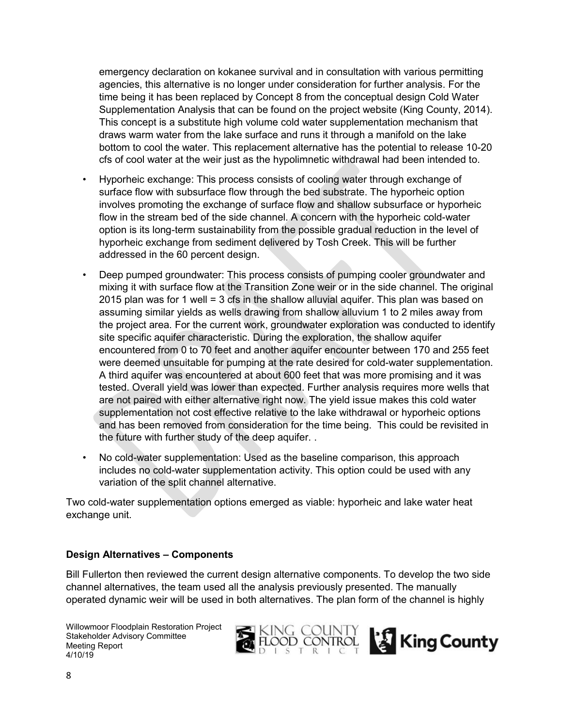emergency declaration on kokanee survival and in consultation with various permitting agencies, this alternative is no longer under consideration for further analysis. For the time being it has been replaced by Concept 8 from the conceptual design Cold Water Supplementation Analysis that can be found on the project website (King County, 2014). This concept is a substitute high volume cold water supplementation mechanism that draws warm water from the lake surface and runs it through a manifold on the lake bottom to cool the water. This replacement alternative has the potential to release 10-20 cfs of cool water at the weir just as the hypolimnetic withdrawal had been intended to.

- Hyporheic exchange: This process consists of cooling water through exchange of surface flow with subsurface flow through the bed substrate. The hyporheic option involves promoting the exchange of surface flow and shallow subsurface or hyporheic flow in the stream bed of the side channel. A concern with the hyporheic cold-water option is its long-term sustainability from the possible gradual reduction in the level of hyporheic exchange from sediment delivered by Tosh Creek. This will be further addressed in the 60 percent design.
- Deep pumped groundwater: This process consists of pumping cooler groundwater and mixing it with surface flow at the Transition Zone weir or in the side channel. The original 2015 plan was for 1 well = 3 cfs in the shallow alluvial aquifer. This plan was based on assuming similar yields as wells drawing from shallow alluvium 1 to 2 miles away from the project area. For the current work, groundwater exploration was conducted to identify site specific aquifer characteristic. During the exploration, the shallow aquifer encountered from 0 to 70 feet and another aquifer encounter between 170 and 255 feet were deemed unsuitable for pumping at the rate desired for cold-water supplementation. A third aquifer was encountered at about 600 feet that was more promising and it was tested. Overall yield was lower than expected. Further analysis requires more wells that are not paired with either alternative right now. The yield issue makes this cold water supplementation not cost effective relative to the lake withdrawal or hyporheic options and has been removed from consideration for the time being. This could be revisited in the future with further study of the deep aquifer. .
- No cold-water supplementation: Used as the baseline comparison, this approach includes no cold-water supplementation activity. This option could be used with any variation of the split channel alternative.

Two cold-water supplementation options emerged as viable: hyporheic and lake water heat exchange unit.

**Design Alternatives – Components**

Bill Fullerton then reviewed the current design alternative components. To develop the two side channel alternatives, the team used all the analysis previously presented. The manually operated dynamic weir will be used in both alternatives. The plan form of the channel is highly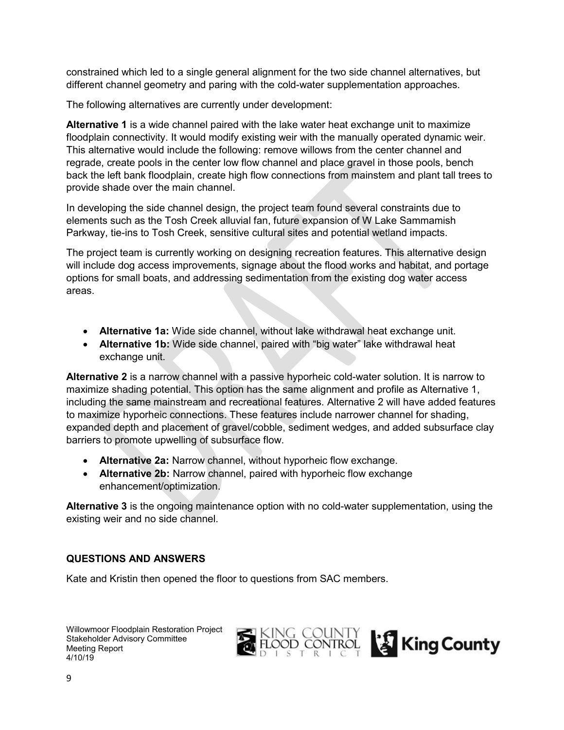constrained which led to a single general alignment for the two side channel alternatives, but different channel geometry and paring with the cold-water supplementation approaches.

The following alternatives are currently under development:

**Alternative 1** is a wide channel paired with the lake water heat exchange unit to maximize floodplain connectivity. It would modify existing weir with the manually operated dynamic weir. This alternative would include the following: remove willows from the center channel and regrade, create pools in the center low flow channel and place gravel in those pools, bench back the left bank floodplain, create high flow connections from mainstem and plant tall trees to provide shade over the main channel.

In developing the side channel design, the project team found several constraints due to elements such as the Tosh Creek alluvial fan, future expansion of W Lake Sammamish Parkway, tie-ins to Tosh Creek, sensitive cultural sites and potential wetland impacts.

The project team is currently working on designing recreation features. This alternative design will include dog access improvements, signage about the flood works and habitat, and portage options for small boats, and addressing sedimentation from the existing dog water access areas.

- **Alternative 1a:** Wide side channel, without lake withdrawal heat exchange unit.
- **Alternative 1b:** Wide side channel, paired with "big water" lake withdrawal heat exchange unit.

**Alternative 2** is a narrow channel with a passive hyporheic cold-water solution. It is narrow to maximize shading potential. This option has the same alignment and profile as Alternative 1, including the same mainstream and recreational features. Alternative 2 will have added features to maximize hyporheic connections. These features include narrower channel for shading, expanded depth and placement of gravel/cobble, sediment wedges, and added subsurface clay barriers to promote upwelling of subsurface flow.

- **Alternative 2a:** Narrow channel, without hyporheic flow exchange.
- **Alternative 2b:** Narrow channel, paired with hyporheic flow exchange enhancement/optimization.

**Alternative 3** is the ongoing maintenance option with no cold-water supplementation, using the existing weir and no side channel.

## QUESTIONS AND ANSWERS

Kate and Kristin then opened the floor to questions from SAC members.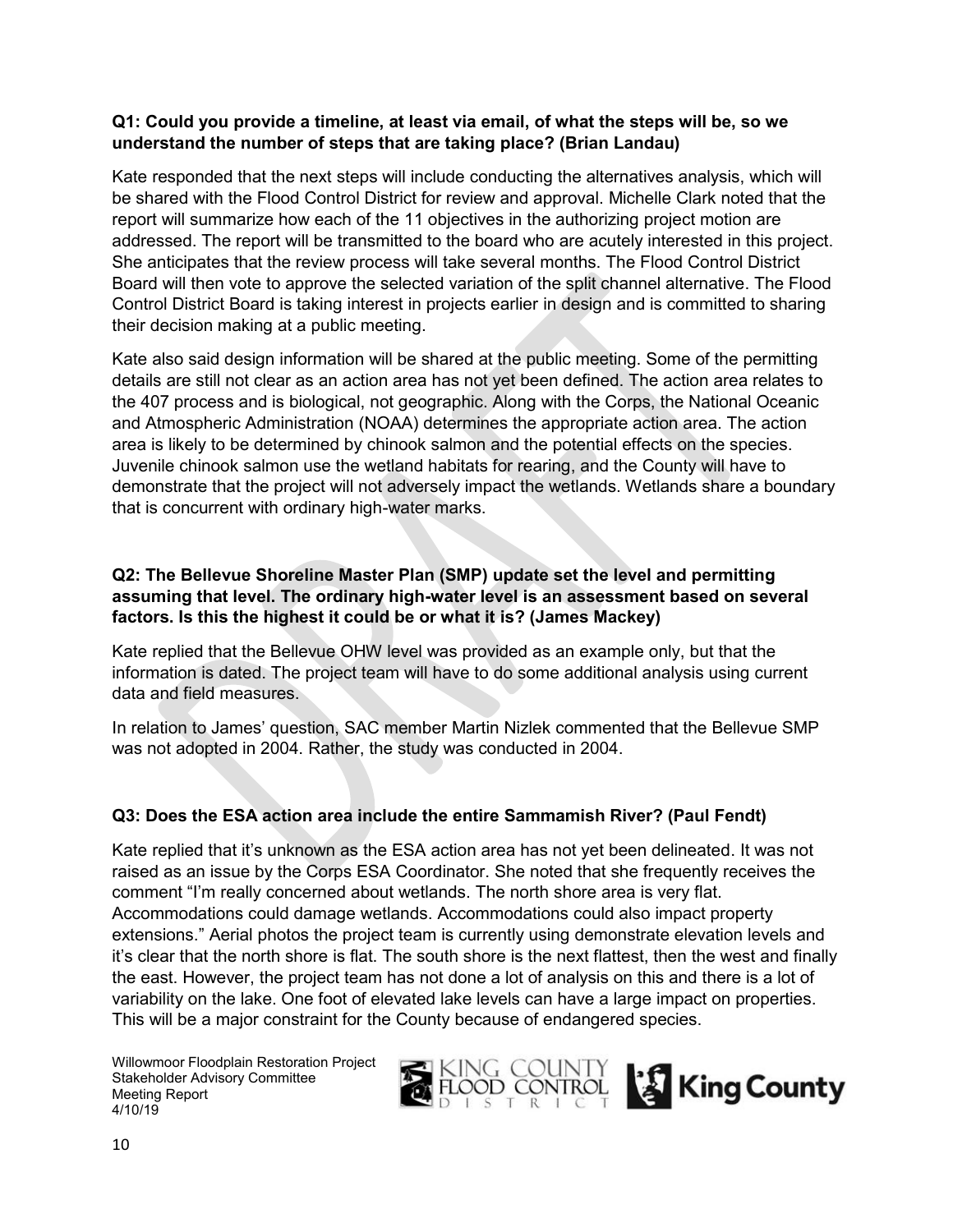**Q1: Could you provide a timeline, at least via email, of what the steps will be, so we understand the number of steps that are taking place? (Brian Landau)**

Kate responded that the next steps will include conducting the alternatives analysis, which will be shared with the Flood Control District for review and approval. Michelle Clark noted that the report will summarize how each of the 11 objectives in the authorizing project motion are addressed. The report will be transmitted to the board who are acutely interested in this project. She anticipates that the review process will take several months. The Flood Control District Board will then vote to approve the selected variation of the split channel alternative. The Flood Control District Board is taking interest in projects earlier in design and is committed to sharing their decision making at a public meeting.

Kate also said design information will be shared at the public meeting. Some of the permitting details are still not clear as an action area has not yet been defined. The action area relates to the 407 process and is biological, not geographic. Along with the Corps, the National Oceanic and Atmospheric Administration (NOAA) determines the appropriate action area. The action area is likely to be determined by chinook salmon and the potential effects on the species. Juvenile chinook salmon use the wetland habitats for rearing, and the County will have to demonstrate that the project will not adversely impact the wetlands. Wetlands share a boundary that is concurrent with ordinary high-water marks.

**Q2: The Bellevue Shoreline Master Plan (SMP) update set the level and permitting assuming that level. The ordinary high-water level is an assessment based on several factors. Is this the highest it could be or what it is? (James Mackey)**

Kate replied that the Bellevue OHW level was provided as an example only, but that the information is dated. The project team will have to do some additional analysis using current data and field measures.

In relation to James' question, SAC member Martin Nizlek commented that the Bellevue SMP was not adopted in 2004. Rather, the study was conducted in 2004.

**Q3: Does the ESA action area include the entire Sammamish River? (Paul Fendt)**

Kate replied that it's unknown as the ESA action area has not yet been delineated. It was not raised as an issue by the Corps ESA Coordinator. She noted that she frequently receives the comment "I'm really concerned about wetlands. The north shore area is very flat. Accommodations could damage wetlands. Accommodations could also impact property extensions." Aerial photos the project team is currently using demonstrate elevation levels and it's clear that the north shore is flat. The south shore is the next flattest, then the west and finally the east. However, the project team has not done a lot of analysis on this and there is a lot of variability on the lake. One foot of elevated lake levels can have a large impact on properties. This will be a major constraint for the County because of endangered species.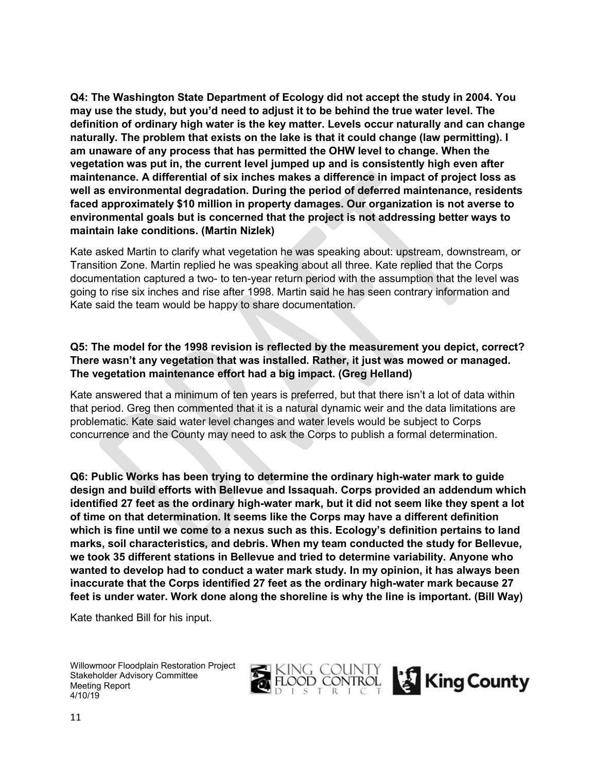**Q4: The Washington State Department of Ecology did not accept the study in 2004. You may use the study, but you'd need to adjust it to be behind the true water level. The definition of ordinary high water is the key matter. Levels occur naturally and can change naturally. The problem that exists on the lake is that it could change (law permitting). I am unaware of any process that has permitted the OHW level to change. When the vegetation was put in, the current level jumped up and is consistently high even after maintenance. A differential of six inches makes a difference in impact of project loss as well as environmental degradation. During the period of deferred maintenance, residents faced approximately $10 million in property damages. Our organization is not averse to environmental goals but is concerned that the project is not addressing better ways to maintain lake conditions. (Martin Nizlek)**

Kate asked Martin to clarify what vegetation he was speaking about: upstream, downstream, or Transition Zone. Martin replied he was speaking about all three. Kate replied that the Corps documentation captured a two- to ten-year return period with the assumption that the level was going to rise six inches and rise after 1998. Martin said he has seen contrary information and Kate said the team would be happy to share documentation.

**Q5: The model for the 1998 revision is reflected by the measurement you depict, correct? There wasn't any vegetation that was installed. Rather, it just was mowed or managed. The vegetation maintenance effort had a big impact. (Greg Helland)**

Kate answered that a minimum of ten years is preferred, but that there isn't a lot of data within that period. Greg then commented that it is a natural dynamic weir and the data limitations are problematic. Kate said water level changes and water levels would be subject to Corps concurrence and the County may need to ask the Corps to publish a formal determination.

**Q6: Public Works has been trying to determine the ordinary high-water mark to guide design and build efforts with Bellevue and Issaquah. Corps provided an addendum which identified 27 feet as the ordinary high-water mark, but it did not seem like they spent a lot of time on that determination. It seems like the Corps may have a different definition which is fine until we come to a nexus such as this. Ecology's definition pertains to land marks, soil characteristics, and debris. When my team conducted the study for Bellevue, we took 35 different stations in Bellevue and tried to determine variability. Anyone who wanted to develop had to conduct a water mark study. In my opinion, it has always been inaccurate that the Corps identified 27 feet as the ordinary high-water mark because 27 feet is under water. Work done along the shoreline is why the line is important. (Bill Way)**

Kate thanked Bill for his input.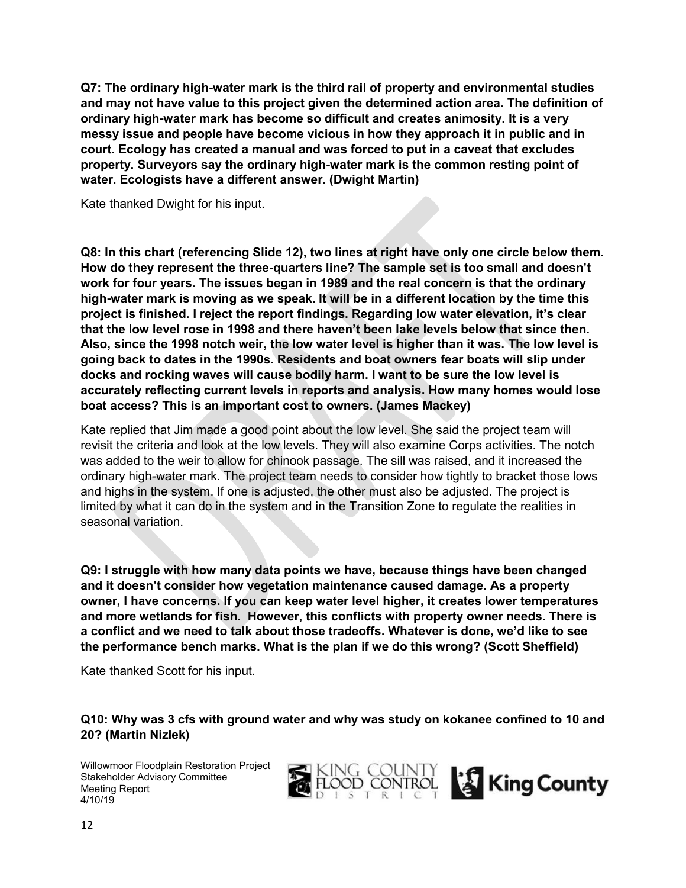**Q7: The ordinary high-water mark is the third rail of property and environmental studies and may not have value to this project given the determined action area. The definition of ordinary high-water mark has become so difficult and creates animosity. It is a very messy issue and people have become vicious in how they approach it in public and in court. Ecology has created a manual and was forced to put in a caveat that excludes property. Surveyors say the ordinary high-water mark is the common resting point of water. Ecologists have a different answer. (Dwight Martin)**

Kate thanked Dwight for his input.

**Q8: In this chart (referencing Slide 12), two lines at right have only one circle below them. How do they represent the three-quarters line? The sample set is too small and doesn't work for four years. The issues began in 1989 and the real concern is that the ordinary high-water mark is moving as we speak. It will be in a different location by the time this project is finished. I reject the report findings. Regarding low water elevation, it's clear that the low level rose in 1998 and there haven't been lake levels below that since then. Also, since the 1998 notch weir, the low water level is higher than it was. The low level is going back to dates in the 1990s. Residents and boat owners fear boats will slip under docks and rocking waves will cause bodily harm. I want to be sure the low level is accurately reflecting current levels in reports and analysis. How many homes would lose boat access? This is an important cost to owners. (James Mackey)**

Kate replied that Jim made a good point about the low level. She said the project team will revisit the criteria and look at the low levels. They will also examine Corps activities. The notch was added to the weir to allow for chinook passage. The sill was raised, and it increased the ordinary high-water mark. The project team needs to consider how tightly to bracket those lows and highs in the system. If one is adjusted, the other must also be adjusted. The project is limited by what it can do in the system and in the Transition Zone to regulate the realities in seasonal variation.

**Q9: I struggle with how many data points we have, because things have been changed and it doesn't consider how vegetation maintenance caused damage. As a property owner, I have concerns. If you can keep water level higher, it creates lower temperatures and more wetlands for fish. However, this conflicts with property owner needs. There is a conflict and we need to talk about those tradeoffs. Whatever is done, we'd like to see the performance bench marks. What is the plan if we do this wrong? (Scott Sheffield)**

Kate thanked Scott for his input.

**Q10: Why was 3 cfs with ground water and why was study on kokanee confined to 10 and 20? (Martin Nizlek)**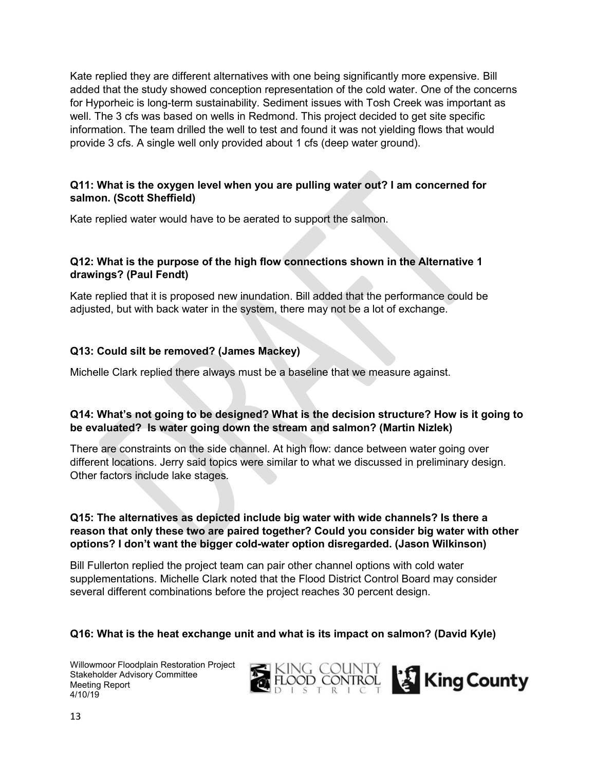Kate replied they are different alternatives with one being significantly more expensive. Bill added that the study showed conception representation of the cold water. One of the concerns for Hyporheic is long-term sustainability. Sediment issues with Tosh Creek was important as well. The 3 cfs was based on wells in Redmond. This project decided to get site specific information. The team drilled the well to test and found it was not yielding flows that would provide 3 cfs. A single well only provided about 1 cfs (deep water ground).

**Q11: What is the oxygen level when you are pulling water out? I am concerned for salmon. (Scott Sheffield)**

Kate replied water would have to be aerated to support the salmon.

**Q12: What is the purpose of the high flow connections shown in the Alternative 1 drawings? (Paul Fendt)**

Kate replied that it is proposed new inundation. Bill added that the performance could be adjusted, but with back water in the system, there may not be a lot of exchange.

**Q13: Could silt be removed? (James Mackey)**

Michelle Clark replied there always must be a baseline that we measure against.

**Q14: What's not going to be designed? What is the decision structure? How is it going to be evaluated? Is water going down the stream and salmon? (Martin Nizlek)**

There are constraints on the side channel. At high flow: dance between water going over different locations. Jerry said topics were similar to what we discussed in preliminary design. Other factors include lake stages.

**Q15: The alternatives as depicted include big water with wide channels? Is there a reason that only these two are paired together? Could you consider big water with other options? I don't want the bigger cold-water option disregarded. (Jason Wilkinson)**

Bill Fullerton replied the project team can pair other channel options with cold water supplementations. Michelle Clark noted that the Flood District Control Board may consider several different combinations before the project reaches 30 percent design.

**Q16: What is the heat exchange unit and what is its impact on salmon? (David Kyle)**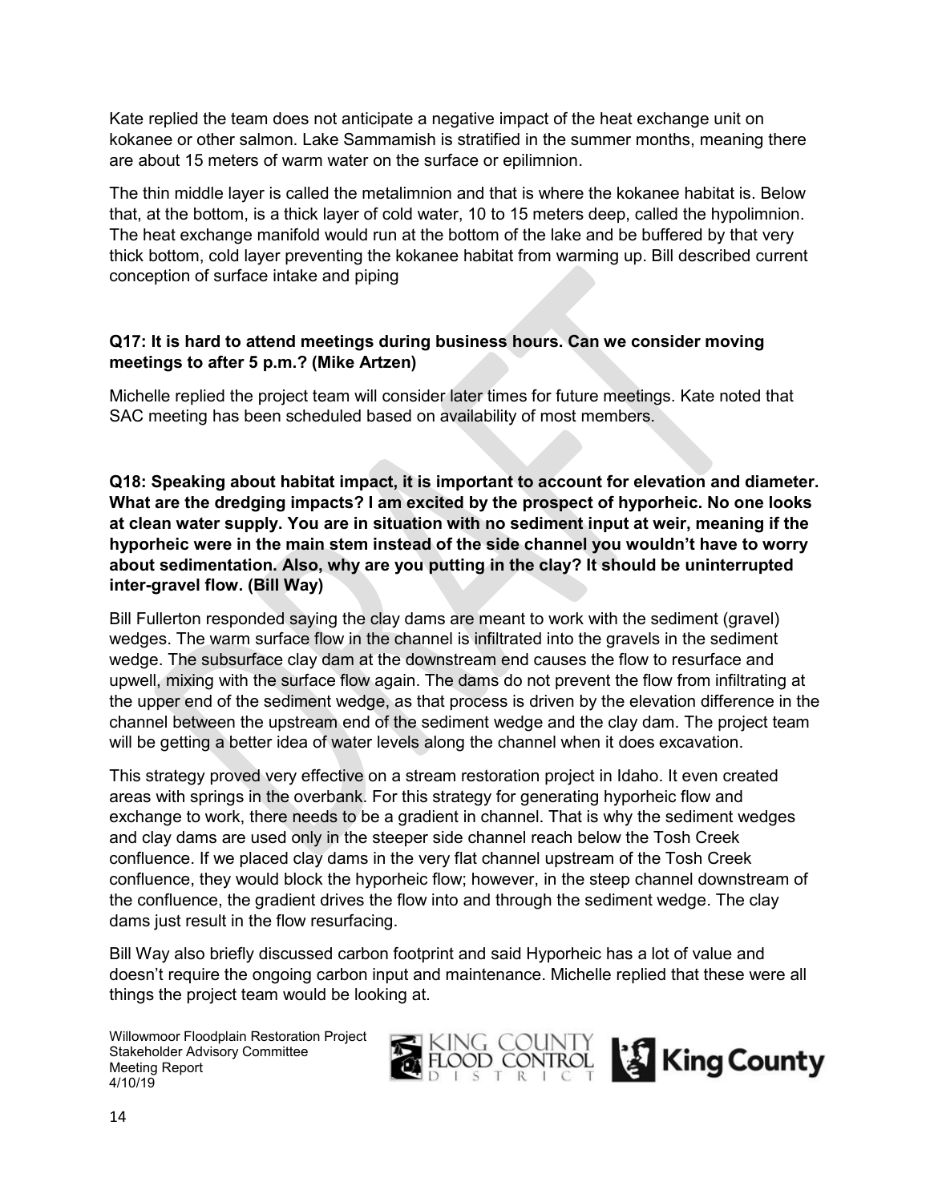Kate replied the team does not anticipate a negative impact of the heat exchange unit on kokanee or other salmon. Lake Sammamish is stratified in the summer months, meaning there are about 15 meters of warm water on the surface or epilimnion.

The thin middle layer is called the metalimnion and that is where the kokanee habitat is. Below that, at the bottom, is a thick layer of cold water, 10 to 15 meters deep, called the hypolimnion. The heat exchange manifold would run at the bottom of the lake and be buffered by that very thick bottom, cold layer preventing the kokanee habitat from warming up. Bill described current conception of surface intake and piping

**Q17: It is hard to attend meetings during business hours. Can we consider moving meetings to after 5 p.m.? (Mike Artzen)**

Michelle replied the project team will consider later times for future meetings. Kate noted that SAC meeting has been scheduled based on availability of most members.

**Q18: Speaking about habitat impact, it is important to account for elevation and diameter. What are the dredging impacts? I am excited by the prospect of hyporheic. No one looks at clean water supply. You are in situation with no sediment input at weir, meaning if the hyporheic were in the main stem instead of the side channel you wouldn't have to worry about sedimentation. Also, why are you putting in the clay? It should be uninterrupted inter-gravel flow. (Bill Way)**

Bill Fullerton responded saying the clay dams are meant to work with the sediment (gravel) wedges. The warm surface flow in the channel is infiltrated into the gravels in the sediment wedge. The subsurface clay dam at the downstream end causes the flow to resurface and upwell, mixing with the surface flow again. The dams do not prevent the flow from infiltrating at the upper end of the sediment wedge, as that process is driven by the elevation difference in the channel between the upstream end of the sediment wedge and the clay dam. The project team will be getting a better idea of water levels along the channel when it does excavation.

This strategy proved very effective on a stream restoration project in Idaho. It even created areas with springs in the overbank. For this strategy for generating hyporheic flow and exchange to work, there needs to be a gradient in channel. That is why the sediment wedges and clay dams are used only in the steeper side channel reach below the Tosh Creek confluence. If we placed clay dams in the very flat channel upstream of the Tosh Creek confluence, they would block the hyporheic flow; however, in the steep channel downstream of the confluence, the gradient drives the flow into and through the sediment wedge. The clay dams just result in the flow resurfacing.

Bill Way also briefly discussed carbon footprint and said Hyporheic has a lot of value and doesn't require the ongoing carbon input and maintenance. Michelle replied that these were all things the project team would be looking at.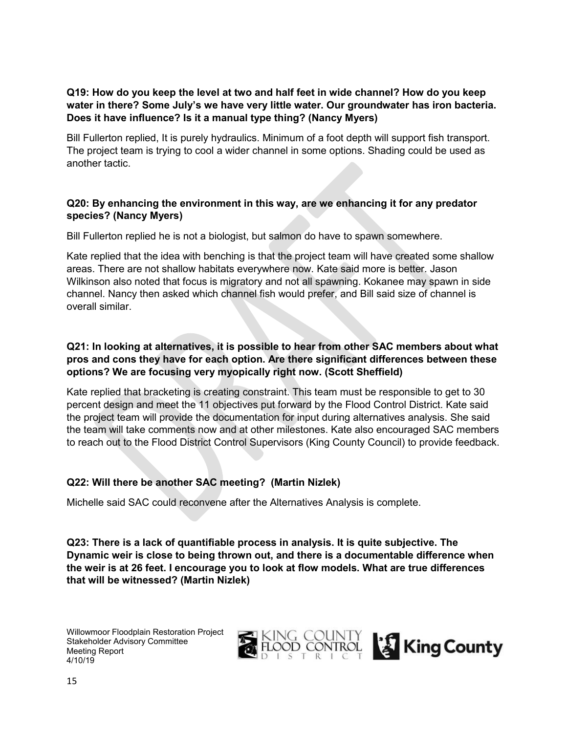**Q19: How do you keep the level at two and half feet in wide channel? How do you keep water in there? Some July's we have very little water. Our groundwater has iron bacteria. Does it have influence? Is it a manual type thing? (Nancy Myers)**

Bill Fullerton replied, It is purely hydraulics. Minimum of a foot depth will support fish transport. The project team is trying to cool a wider channel in some options. Shading could be used as another tactic.

**Q20: By enhancing the environment in this way, are we enhancing it for any predator species? (Nancy Myers)**

Bill Fullerton replied he is not a biologist, but salmon do have to spawn somewhere.

Kate replied that the idea with benching is that the project team will have created some shallow areas. There are not shallow habitats everywhere now. Kate said more is better. Jason Wilkinson also noted that focus is migratory and not all spawning. Kokanee may spawn in side channel. Nancy then asked which channel fish would prefer, and Bill said size of channel is overall similar.

**Q21: In looking at alternatives, it is possible to hear from other SAC members about what pros and cons they have for each option. Are there significant differences between these options? We are focusing very myopically right now. (Scott Sheffield)**

Kate replied that bracketing is creating constraint. This team must be responsible to get to 30 percent design and meet the 11 objectives put forward by the Flood Control District. Kate said the project team will provide the documentation for input during alternatives analysis. She said the team will take comments now and at other milestones. Kate also encouraged SAC members to reach out to the Flood District Control Supervisors (King County Council) to provide feedback.

**Q22: Will there be another SAC meeting? (Martin Nizlek)**

Michelle said SAC could reconvene after the Alternatives Analysis is complete.

**Q23: There is a lack of quantifiable process in analysis. It is quite subjective. The Dynamic weir is close to being thrown out, and there is a documentable difference when the weir is at 26 feet. I encourage you to look at flow models. What are true differences that will be witnessed? (Martin Nizlek)**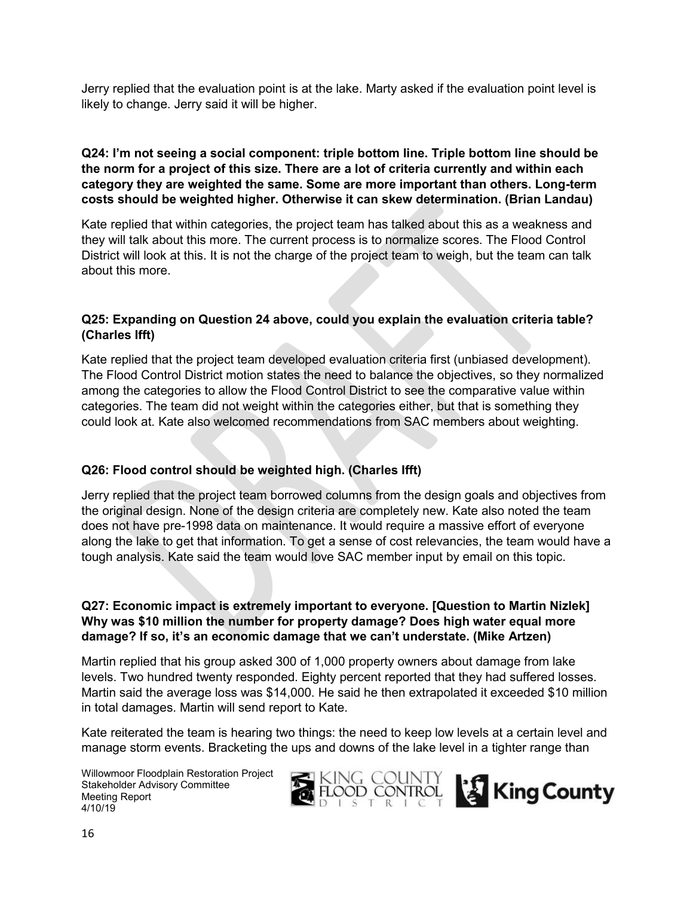Jerry replied that the evaluation point is at the lake. Marty asked if the evaluation point level is likely to change. Jerry said it will be higher.

**Q24: I'm not seeing a social component: triple bottom line. Triple bottom line should be the norm for a project of this size. There are a lot of criteria currently and within each category they are weighted the same. Some are more important than others. Long-term costs should be weighted higher. Otherwise it can skew determination. (Brian Landau)**

Kate replied that within categories, the project team has talked about this as a weakness and they will talk about this more. The current process is to normalize scores. The Flood Control District will look at this. It is not the charge of the project team to weigh, but the team can talk about this more.

**Q25: Expanding on Question 24 above, could you explain the evaluation criteria table? (Charles Ifft)**

Kate replied that the project team developed evaluation criteria first (unbiased development). The Flood Control District motion states the need to balance the objectives, so they normalized among the categories to allow the Flood Control District to see the comparative value within categories. The team did not weight within the categories either, but that is something they could look at. Kate also welcomed recommendations from SAC members about weighting.

**Q26: Flood control should be weighted high. (Charles Ifft)**

Jerry replied that the project team borrowed columns from the design goals and objectives from the original design. None of the design criteria are completely new. Kate also noted the team does not have pre-1998 data on maintenance. It would require a massive effort of everyone along the lake to get that information. To get a sense of cost relevancies, the team would have a tough analysis. Kate said the team would love SAC member input by email on this topic.

**Q27: Economic impact is extremely important to everyone. [Question to Martin Nizlek] Why was $10 million the number for property damage? Does high water equal more damage? If so, it's an economic damage that we can't understate. (Mike Artzen)**

Martin replied that his group asked 300 of 1,000 property owners about damage from lake levels. Two hundred twenty responded. Eighty percent reported that they had suffered losses. Martin said the average loss was $14,000. He said he then extrapolated it exceeded $10 million in total damages. Martin will send report to Kate.

Kate reiterated the team is hearing two things: the need to keep low levels at a certain level and manage storm events. Bracketing the ups and downs of the lake level in a tighter range than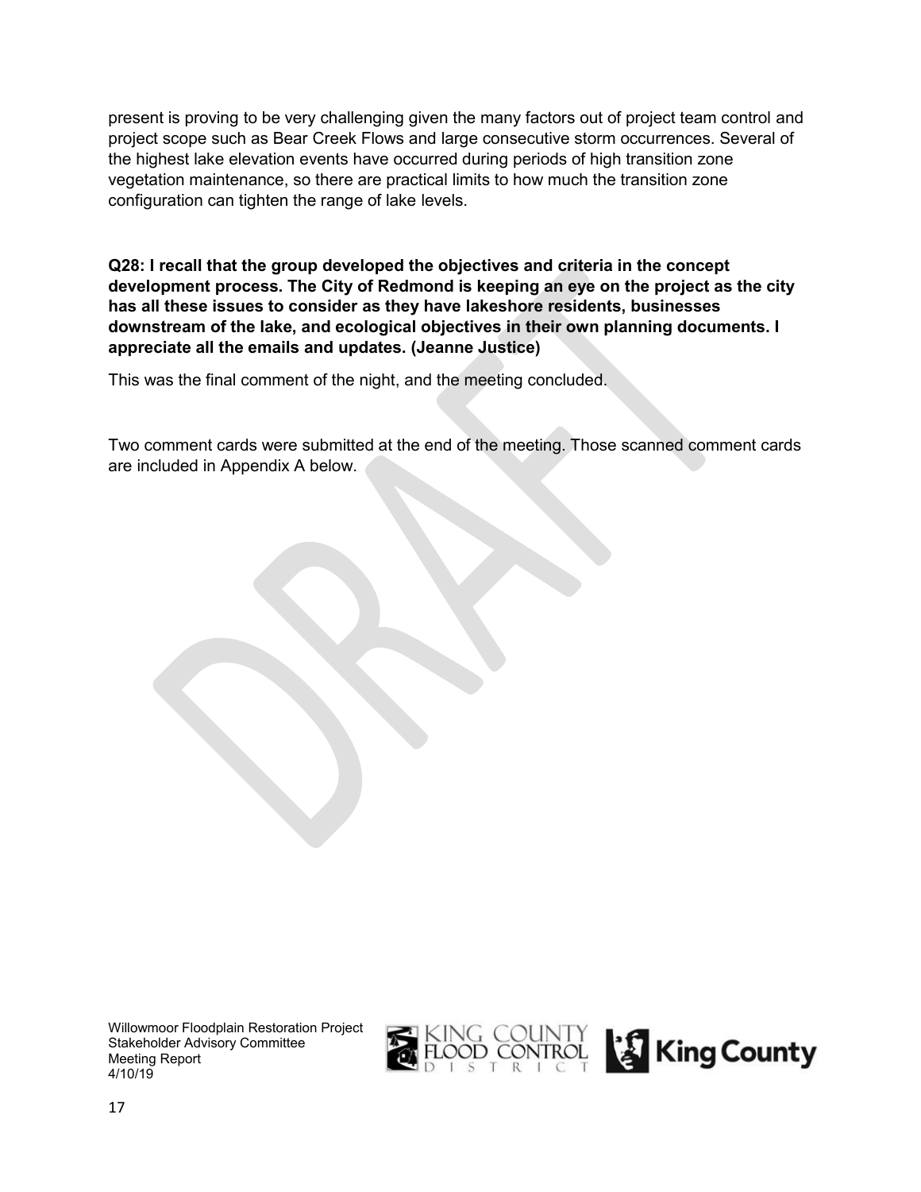present is proving to be very challenging given the many factors out of project team control and project scope such as Bear Creek Flows and large consecutive storm occurrences. Several of the highest lake elevation events have occurred during periods of high transition zone vegetation maintenance, so there are practical limits to how much the transition zone configuration can tighten the range of lake levels.

**Q28: I recall that the group developed the objectives and criteria in the concept development process. The City of Redmond is keeping an eye on the project as the city has all these issues to consider as they have lakeshore residents, businesses downstream of the lake, and ecological objectives in their own planning documents. I appreciate all the emails and updates. (Jeanne Justice)**

This was the final comment of the night, and the meeting concluded.

Two comment cards were submitted at the end of the meeting. Those scanned comment cards are included in Appendix A below.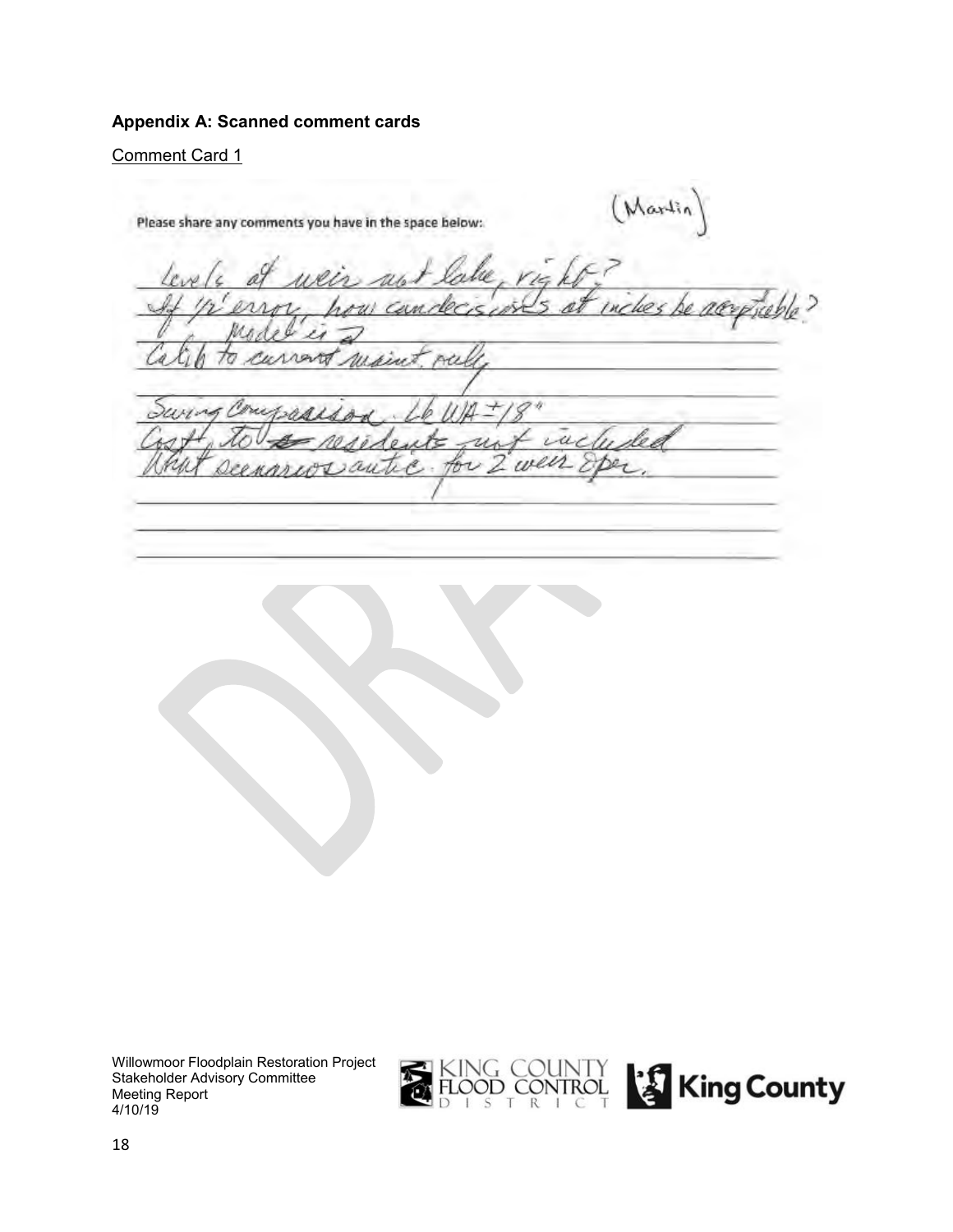## Appendix A: Scanned comment cards

Comment Card 1

(Martin)

Please share any comments you have in the space below:

levels at weir not lake, right?

If ½' error, how can decisions at inches be acceptable?

model is ≥

Calib to current maint. only

Swing Comparison. 66 WA ±18"

Cost to residents not included

What scenarios antic. for 2 weir oper.

Willowmoor Floodplain Restoration Project
Stakeholder Advisory Committee
Meeting Report
4/10/19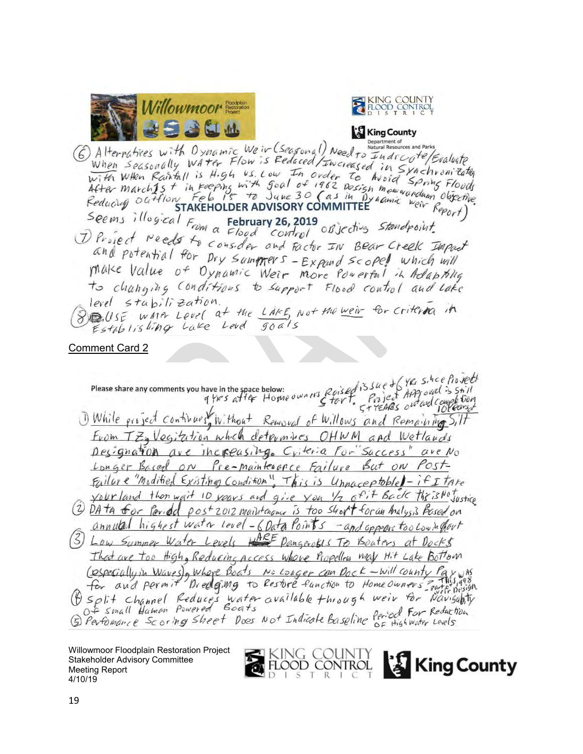STAKEHOLDER ADVISORY COMMITTEE

February 26, 2019

(6) Alternatives with Dynamic Weir (Seasonal) Need to Indicate/Evaluate When Seasonally Water Flow is Reduced/Increased in Synchronization with When Rainfall is High vs. Low In order to Avoid Spring Floods After March 1st in keeping with goal of 1962 Design memorandum objective Reducing outflow Feb 15 to June 30 (as in Dynamic weir Report) Seems illogical From a Flood control objective standpoint.

(7) Project needs to consider and factor IN Bear Creek Impact and potential for Dry Summers - Expand scope! which will make value of Dynamic Weir more powerful in Adapting to changing conditions to support Flood control and Lake level stabilization.

(8) USE water Level at the LAKE, not the weir for criteria in Establishing Lake Level goals

Comment Card 2

Please share any comments you have in the space below: Raised issue 16 yrs since Project 9 yrs after Homeowners Start. Project Approval is still 5+ YEARS out and completion 10 years+

(1) While project continues, without Removal of Willows and Remaining Silt From TZ, Vegetation which determines OHWM and Wetlands Designation are increasing. Criteria For "Success" are No Longer Based on Pre-maintenance Failure But on Post-Failure "Modified Existing Condition". This is Unacceptable! - if I take your land then wait 10 years and give you 1/2 of it Back this is Not Justice

(2) DATA for Period post 2012 maintenance is too short for an Analysis Based on annual highest water level - 6 Data Points - and appears too Low in chart

(3) Low Summer Water Levels ARE Dangerous To Boaters at Docks That are too High, Reducing Access where Propellers may Hit Lake Bottom (especially in Waves), where Boats No Longer can Dock - will county Pay for and permit Dredging to Restore function to Home Owners? This was part of 1998 weir Design

(4) Split Channel Reduces water available through weir for Navigability Of Small Human Powered Boats

(5) Performance Scoring Sheet Does Not Indicate Baseline Period For Reduction OF High Water Levels

Willowmoor Floodplain Restoration Project
Stakeholder Advisory Committee
Meeting Report
4/10/19